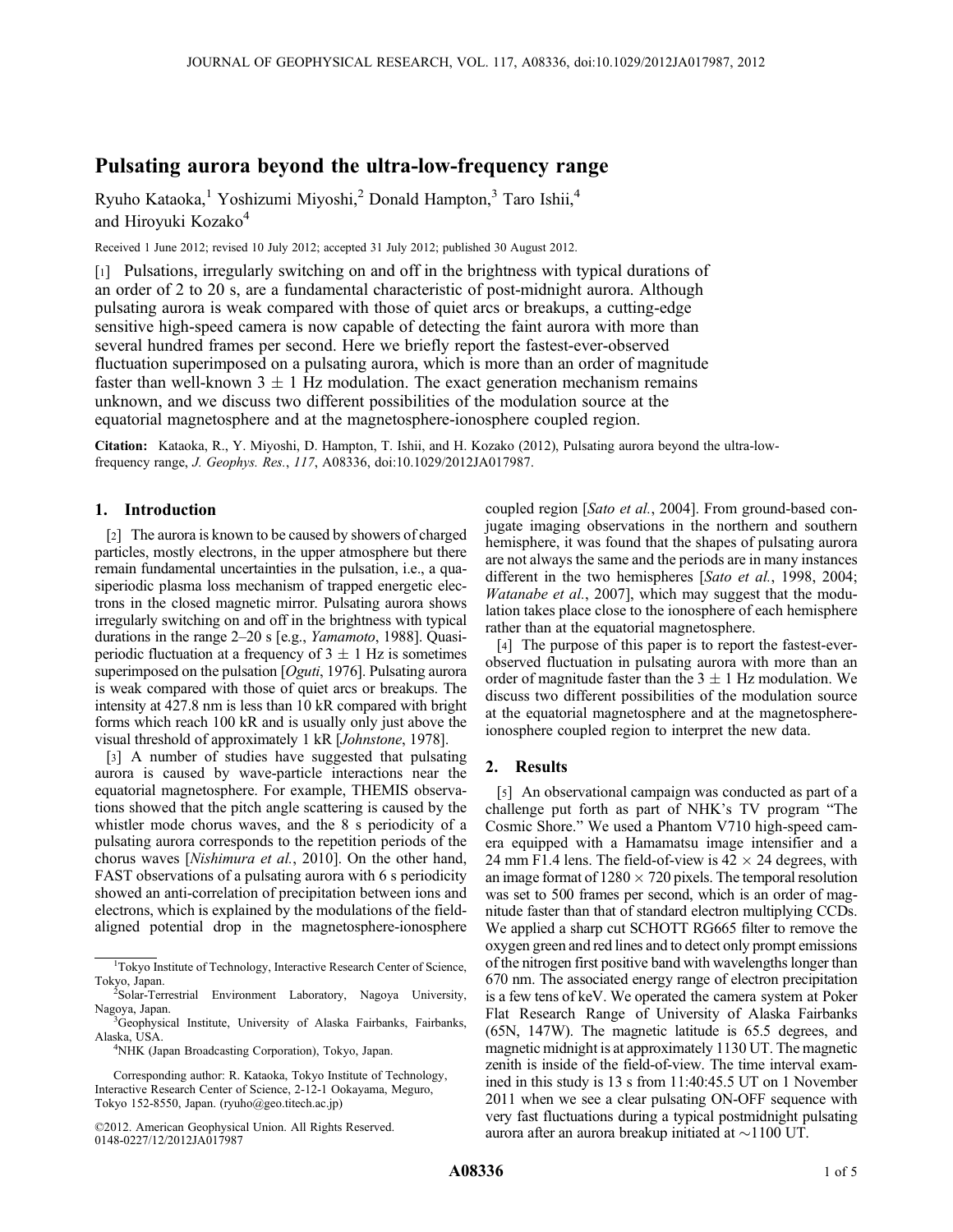# Pulsating aurora beyond the ultra-low-frequency range

Ryuho Kataoka,[1] Yoshizumi Miyoshi,[2] Donald Hampton,[3] Taro Ishii,[4] and Hiroyuki Kozako[4]

Received 1 June 2012; revised 10 July 2012; accepted 31 July 2012; published 30 August 2012.

[1] Pulsations, irregularly switching on and off in the brightness with typical durations of an order of 2 to 20 s, are a fundamental characteristic of post-midnight aurora. Although pulsating aurora is weak compared with those of quiet arcs or breakups, a cutting-edge sensitive high-speed camera is now capable of detecting the faint aurora with more than several hundred frames per second. Here we briefly report the fastest-ever-observed fluctuation superimposed on a pulsating aurora, which is more than an order of magnitude faster than well-known $3 \pm 1$ Hz modulation. The exact generation mechanism remains unknown, and we discuss two different possibilities of the modulation source at the equatorial magnetosphere and at the magnetosphere-ionosphere coupled region.

**Citation:** Kataoka, R., Y. Miyoshi, D. Hampton, T. Ishii, and H. Kozako (2012), Pulsating aurora beyond the ultra-low-frequency range, *J. Geophys. Res.*, *117*, A08336, doi:10.1029/2012JA017987.

## 1. Introduction

[2] The aurora is known to be caused by showers of charged particles, mostly electrons, in the upper atmosphere but there remain fundamental uncertainties in the pulsation, i.e., a quasiperiodic plasma loss mechanism of trapped energetic electrons in the closed magnetic mirror. Pulsating aurora shows irregularly switching on and off in the brightness with typical durations in the range 2–20 s [e.g., *Yamamoto*, 1988]. Quasiperiodic fluctuation at a frequency of $3 \pm 1$ Hz is sometimes superimposed on the pulsation [*Oguti*, 1976]. Pulsating aurora is weak compared with those of quiet arcs or breakups. The intensity at 427.8 nm is less than 10 kR compared with bright forms which reach 100 kR and is usually only just above the visual threshold of approximately 1 kR [*Johnstone*, 1978].

[3] A number of studies have suggested that pulsating aurora is caused by wave-particle interactions near the equatorial magnetosphere. For example, THEMIS observations showed that the pitch angle scattering is caused by the whistler mode chorus waves, and the 8 s periodicity of a pulsating aurora corresponds to the repetition periods of the chorus waves [*Nishimura et al.*, 2010]. On the other hand, FAST observations of a pulsating aurora with 6 s periodicity showed an anti-correlation of precipitation between ions and electrons, which is explained by the modulations of the field-aligned potential drop in the magnetosphere-ionosphere coupled region [*Sato et al.*, 2004]. From ground-based conjugate imaging observations in the northern and southern hemisphere, it was found that the shapes of pulsating aurora are not always the same and the periods are in many instances different in the two hemispheres [*Sato et al.*, 1998, 2004; *Watanabe et al.*, 2007], which may suggest that the modulation takes place close to the ionosphere of each hemisphere rather than at the equatorial magnetosphere.

[4] The purpose of this paper is to report the fastest-ever-observed fluctuation in pulsating aurora with more than an order of magnitude faster than the $3 \pm 1$ Hz modulation. We discuss two different possibilities of the modulation source at the equatorial magnetosphere and at the magnetosphere-ionosphere coupled region to interpret the new data.

## 2. Results

[5] An observational campaign was conducted as part of a challenge put forth as part of NHK's TV program "The Cosmic Shore." We used a Phantom V710 high-speed camera equipped with a Hamamatsu image intensifier and a 24 mm F1.4 lens. The field-of-view is $42 \times 24$ degrees, with an image format of $1280 \times 720$ pixels. The temporal resolution was set to 500 frames per second, which is an order of magnitude faster than that of standard electron multiplying CCDs. We applied a sharp cut SCHOTT RG665 filter to remove the oxygen green and red lines and to detect only prompt emissions of the nitrogen first positive band with wavelengths longer than 670 nm. The associated energy range of electron precipitation is a few tens of keV. We operated the camera system at Poker Flat Research Range of University of Alaska Fairbanks (65N, 147W). The magnetic latitude is 65.5 degrees, and magnetic midnight is at approximately 1130 UT. The magnetic zenith is inside of the field-of-view. The time interval examined in this study is 13 s from 11:40:45.5 UT on 1 November 2011 when we see a clear pulsating ON-OFF sequence with very fast fluctuations during a typical postmidnight pulsating aurora after an aurora breakup initiated at ∼1100 UT.

---

[1] Tokyo Institute of Technology, Interactive Research Center of Science, Tokyo, Japan.

[2] Solar-Terrestrial Environment Laboratory, Nagoya University, Nagoya, Japan.

[3] Geophysical Institute, University of Alaska Fairbanks, Fairbanks, Alaska, USA.

[4] NHK (Japan Broadcasting Corporation), Tokyo, Japan.

Corresponding author: R. Kataoka, Tokyo Institute of Technology, Interactive Research Center of Science, 2-12-1 Ookayama, Meguro, Tokyo 152-8550, Japan. (ryuho@geo.titech.ac.jp)

©2012. American Geophysical Union. All Rights Reserved.
0148-0227/12/2012JA017987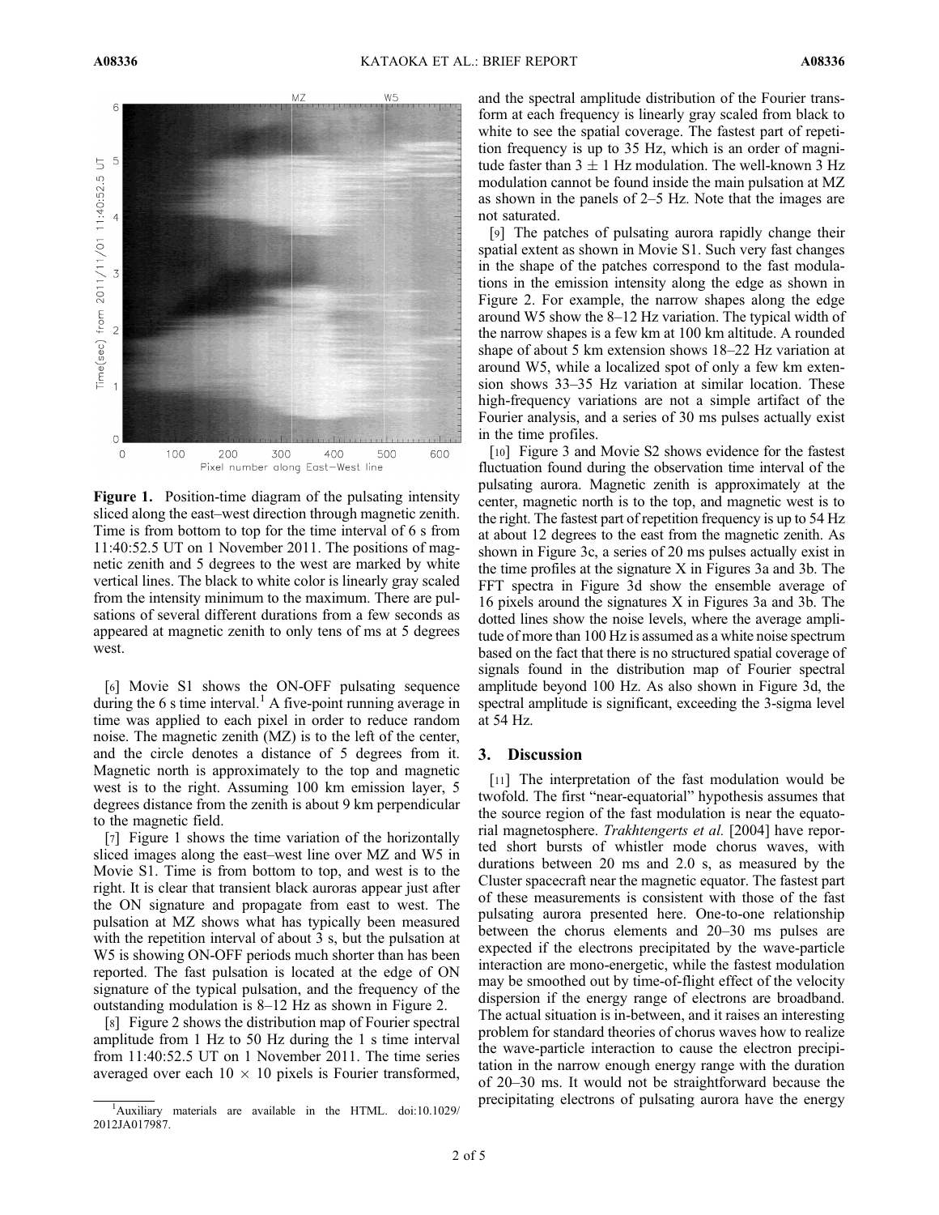**Figure 1.** Position-time diagram of the pulsating intensity sliced along the east–west direction through magnetic zenith. Time is from bottom to top for the time interval of 6 s from 11:40:52.5 UT on 1 November 2011. The positions of magnetic zenith and 5 degrees to the west are marked by white vertical lines. The black to white color is linearly gray scaled from the intensity minimum to the maximum. There are pulsations of several different durations from a few seconds as appeared at magnetic zenith to only tens of ms at 5 degrees west.

[6] Movie S1 shows the ON-OFF pulsating sequence during the 6 s time interval.[1] A five-point running average in time was applied to each pixel in order to reduce random noise. The magnetic zenith (MZ) is to the left of the center, and the circle denotes a distance of 5 degrees from it. Magnetic north is approximately to the top and magnetic west is to the right. Assuming 100 km emission layer, 5 degrees distance from the zenith is about 9 km perpendicular to the magnetic field.

[7] Figure 1 shows the time variation of the horizontally sliced images along the east–west line over MZ and W5 in Movie S1. Time is from bottom to top, and west is to the right. It is clear that transient black auroras appear just after the ON signature and propagate from east to west. The pulsation at MZ shows what has typically been measured with the repetition interval of about 3 s, but the pulsation at W5 is showing ON-OFF periods much shorter than has been reported. The fast pulsation is located at the edge of ON signature of the typical pulsation, and the frequency of the outstanding modulation is 8–12 Hz as shown in Figure 2.

[8] Figure 2 shows the distribution map of Fourier spectral amplitude from 1 Hz to 50 Hz during the 1 s time interval from 11:40:52.5 UT on 1 November 2011. The time series averaged over each $10 \times 10$ pixels is Fourier transformed, and the spectral amplitude distribution of the Fourier transform at each frequency is linearly gray scaled from black to white to see the spatial coverage. The fastest part of repetition frequency is up to 35 Hz, which is an order of magnitude faster than $3 \pm 1$ Hz modulation. The well-known 3 Hz modulation cannot be found inside the main pulsation at MZ as shown in the panels of 2–5 Hz. Note that the images are not saturated.

[9] The patches of pulsating aurora rapidly change their spatial extent as shown in Movie S1. Such very fast changes in the shape of the patches correspond to the fast modulations in the emission intensity along the edge as shown in Figure 2. For example, the narrow shapes along the edge around W5 show the 8–12 Hz variation. The typical width of the narrow shapes is a few km at 100 km altitude. A rounded shape of about 5 km extension shows 18–22 Hz variation at around W5, while a localized spot of only a few km extension shows 33–35 Hz variation at similar location. These high-frequency variations are not a simple artifact of the Fourier analysis, and a series of 30 ms pulses actually exist in the time profiles.

[10] Figure 3 and Movie S2 shows evidence for the fastest fluctuation found during the observation time interval of the pulsating aurora. Magnetic zenith is approximately at the center, magnetic north is to the top, and magnetic west is to the right. The fastest part of repetition frequency is up to 54 Hz at about 12 degrees to the east from the magnetic zenith. As shown in Figure 3c, a series of 20 ms pulses actually exist in the time profiles at the signature X in Figures 3a and 3b. The FFT spectra in Figure 3d show the ensemble average of 16 pixels around the signatures X in Figures 3a and 3b. The dotted lines show the noise levels, where the average amplitude of more than 100 Hz is assumed as a white noise spectrum based on the fact that there is no structured spatial coverage of signals found in the distribution map of Fourier spectral amplitude beyond 100 Hz. As also shown in Figure 3d, the spectral amplitude is significant, exceeding the 3-sigma level at 54 Hz.

## 3. Discussion

[11] The interpretation of the fast modulation would be twofold. The first "near-equatorial" hypothesis assumes that the source region of the fast modulation is near the equatorial magnetosphere. *Trakhtengerts et al.* [2004] have reported short bursts of whistler mode chorus waves, with durations between 20 ms and 2.0 s, as measured by the Cluster spacecraft near the magnetic equator. The fastest part of these measurements is consistent with those of the fast pulsating aurora presented here. One-to-one relationship between the chorus elements and 20–30 ms pulses are expected if the electrons precipitated by the wave-particle interaction are mono-energetic, while the fastest modulation may be smoothed out by time-of-flight effect of the velocity dispersion if the energy range of electrons are broadband. The actual situation is in-between, and it raises an interesting problem for standard theories of chorus waves how to realize the wave-particle interaction to cause the electron precipitation in the narrow enough energy range with the duration of 20–30 ms. It would not be straightforward because the precipitating electrons of pulsating aurora have the energy

[1] Auxiliary materials are available in the HTML. doi:10.1029/2012JA017987.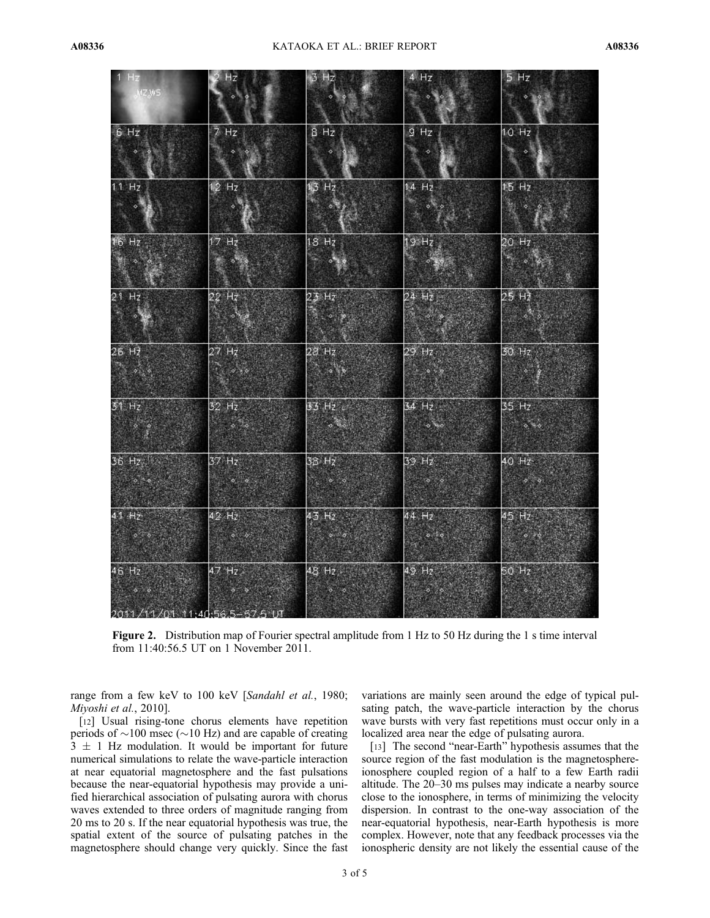**Figure 2.** Distribution map of Fourier spectral amplitude from 1 Hz to 50 Hz during the 1 s time interval from 11:40:56.5 UT on 1 November 2011.

range from a few keV to 100 keV [*Sandahl et al.*, 1980; *Miyoshi et al.*, 2010].

[12] Usual rising-tone chorus elements have repetition periods of ~100 msec (~10 Hz) and are capable of creating $3 \pm 1$ Hz modulation. It would be important for future numerical simulations to relate the wave-particle interaction at near equatorial magnetosphere and the fast pulsations because the near-equatorial hypothesis may provide a unified hierarchical association of pulsating aurora with chorus waves extended to three orders of magnitude ranging from 20 ms to 20 s. If the near equatorial hypothesis was true, the spatial extent of the source of pulsating patches in the magnetosphere should change very quickly. Since the fast variations are mainly seen around the edge of typical pulsating patch, the wave-particle interaction by the chorus wave bursts with very fast repetitions must occur only in a localized area near the edge of pulsating aurora.

[13] The second "near-Earth" hypothesis assumes that the source region of the fast modulation is the magnetosphere-ionosphere coupled region of a half to a few Earth radii altitude. The 20–30 ms pulses may indicate a nearby source close to the ionosphere, in terms of minimizing the velocity dispersion. In contrast to the one-way association of the near-equatorial hypothesis, near-Earth hypothesis is more complex. However, note that any feedback processes via the ionospheric density are not likely the essential cause of the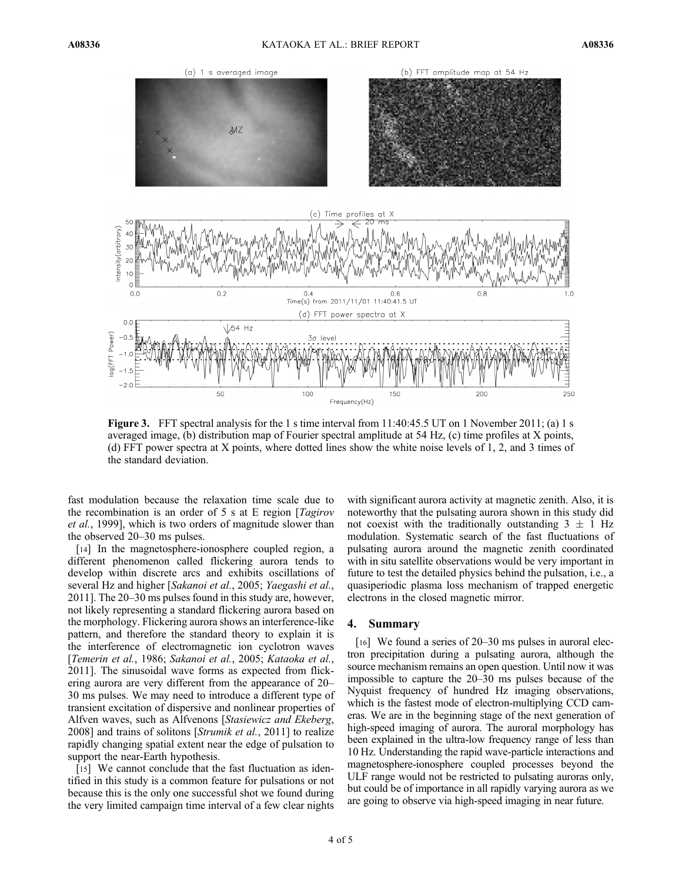**Figure 3.** FFT spectral analysis for the 1 s time interval from 11:40:45.5 UT on 1 November 2011; (a) 1 s averaged image, (b) distribution map of Fourier spectral amplitude at 54 Hz, (c) time profiles at X points, (d) FFT power spectra at X points, where dotted lines show the white noise levels of 1, 2, and 3 times of the standard deviation.

fast modulation because the relaxation time scale due to the recombination is an order of 5 s at E region [*Tagirov et al.*, 1999], which is two orders of magnitude slower than the observed 20–30 ms pulses.

[14] In the magnetosphere-ionosphere coupled region, a different phenomenon called flickering aurora tends to develop within discrete arcs and exhibits oscillations of several Hz and higher [*Sakanoi et al.*, 2005; *Yaegashi et al.*, 2011]. The 20–30 ms pulses found in this study are, however, not likely representing a standard flickering aurora based on the morphology. Flickering aurora shows an interference-like pattern, and therefore the standard theory to explain it is the interference of electromagnetic ion cyclotron waves [*Temerin et al.*, 1986; *Sakanoi et al.*, 2005; *Kataoka et al.*, 2011]. The sinusoidal wave forms as expected from flickering aurora are very different from the appearance of 20–30 ms pulses. We may need to introduce a different type of transient excitation of dispersive and nonlinear properties of Alfven waves, such as Alfvenons [*Stasiewicz and Ekeberg*, 2008] and trains of solitons [*Strumik et al.*, 2011] to realize rapidly changing spatial extent near the edge of pulsation to support the near-Earth hypothesis.

[15] We cannot conclude that the fast fluctuation as identified in this study is a common feature for pulsations or not because this is the only one successful shot we found during the very limited campaign time interval of a few clear nights with significant aurora activity at magnetic zenith. Also, it is noteworthy that the pulsating aurora shown in this study did not coexist with the traditionally outstanding $3 \pm 1$ Hz modulation. Systematic search of the fast fluctuations of pulsating aurora around the magnetic zenith coordinated with in situ satellite observations would be very important in future to test the detailed physics behind the pulsation, i.e., a quasiperiodic plasma loss mechanism of trapped energetic electrons in the closed magnetic mirror.

## 4. Summary

[16] We found a series of 20–30 ms pulses in auroral electron precipitation during a pulsating aurora, although the source mechanism remains an open question. Until now it was impossible to capture the 20–30 ms pulses because of the Nyquist frequency of hundred Hz imaging observations, which is the fastest mode of electron-multiplying CCD cameras. We are in the beginning stage of the next generation of high-speed imaging of aurora. The auroral morphology has been explained in the ultra-low frequency range of less than 10 Hz. Understanding the rapid wave-particle interactions and magnetosphere-ionosphere coupled processes beyond the ULF range would not be restricted to pulsating auroras only, but could be of importance in all rapidly varying aurora as we are going to observe via high-speed imaging in near future.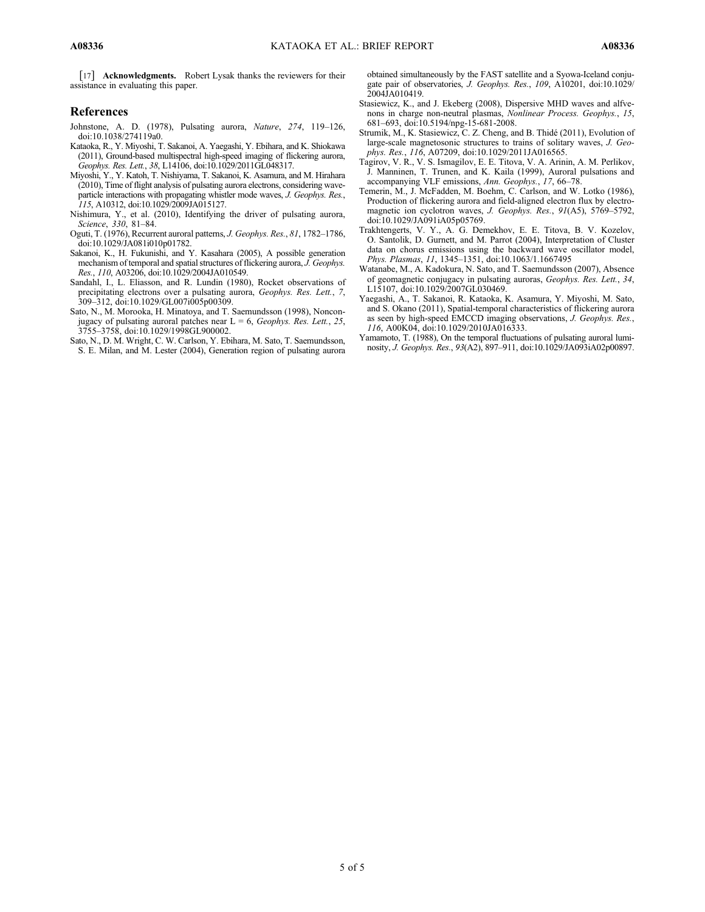[17] **Acknowledgments.** Robert Lysak thanks the reviewers for their assistance in evaluating this paper.

## References

Johnstone, A. D. (1978), Pulsating aurora, *Nature*, *274*, 119–126, doi:10.1038/274119a0.

Kataoka, R., Y. Miyoshi, T. Sakanoi, A. Yaegashi, Y. Ebihara, and K. Shiokawa (2011), Ground-based multispectral high-speed imaging of flickering aurora, *Geophys. Res. Lett.*, *38*, L14106, doi:10.1029/2011GL048317.

Miyoshi, Y., Y. Katoh, T. Nishiyama, T. Sakanoi, K. Asamura, and M. Hirahara (2010), Time of flight analysis of pulsating aurora electrons, considering wave-particle interactions with propagating whistler mode waves, *J. Geophys. Res.*, *115*, A10312, doi:10.1029/2009JA015127.

Nishimura, Y., et al. (2010), Identifying the driver of pulsating aurora, *Science*, *330*, 81–84.

Oguti, T. (1976), Recurrent auroral patterns, *J. Geophys. Res.*, *81*, 1782–1786, doi:10.1029/JA081i010p01782.

Sakanoi, K., H. Fukunishi, and Y. Kasahara (2005), A possible generation mechanism of temporal and spatial structures of flickering aurora, *J. Geophys. Res.*, *110*, A03206, doi:10.1029/2004JA010549.

Sandahl, I., L. Eliasson, and R. Lundin (1980), Rocket observations of precipitating electrons over a pulsating aurora, *Geophys. Res. Lett.*, *7*, 309–312, doi:10.1029/GL007i005p00309.

Sato, N., M. Morooka, H. Minatoya, and T. Saemundsson (1998), Nonconjugacy of pulsating auroral patches near L = 6, *Geophys. Res. Lett.*, *25*, 3755–3758, doi:10.1029/1998GL900002.

Sato, N., D. M. Wright, C. W. Carlson, Y. Ebihara, M. Sato, T. Saemundsson, S. E. Milan, and M. Lester (2004), Generation region of pulsating aurora obtained simultaneously by the FAST satellite and a Syowa-Iceland conjugate pair of observatories, *J. Geophys. Res.*, *109*, A10201, doi:10.1029/2004JA010419.

Stasiewicz, K., and J. Ekeberg (2008), Dispersive MHD waves and alfvenons in charge non-neutral plasmas, *Nonlinear Process. Geophys.*, *15*, 681–693, doi:10.5194/npg-15-681-2008.

Strumik, M., K. Stasiewicz, C. Z. Cheng, and B. Thidé (2011), Evolution of large-scale magnetosonic structures to trains of solitary waves, *J. Geophys. Res.*, *116*, A07209, doi:10.1029/2011JA016565.

Tagirov, V. R., V. S. Ismagilov, E. E. Titova, V. A. Arinin, A. M. Perlikov, J. Manninen, T. Trunen, and K. Kaila (1999), Auroral pulsations and accompanying VLF emissions, *Ann. Geophys.*, *17*, 66–78.

Temerin, M., J. McFadden, M. Boehm, C. Carlson, and W. Lotko (1986), Production of flickering aurora and field-aligned electron flux by electromagnetic ion cyclotron waves, *J. Geophys. Res.*, *91*(A5), 5769–5792, doi:10.1029/JA091iA05p05769.

Trakhtengerts, V. Y., A. G. Demekhov, E. E. Titova, B. V. Kozelov, O. Santolik, D. Gurnett, and M. Parrot (2004), Interpretation of Cluster data on chorus emissions using the backward wave oscillator model, *Phys. Plasmas*, *11*, 1345–1351, doi:10.1063/1.1667495

Watanabe, M., A. Kadokura, N. Sato, and T. Saemundsson (2007), Absence of geomagnetic conjugacy in pulsating auroras, *Geophys. Res. Lett.*, *34*, L15107, doi:10.1029/2007GL030469.

Yaegashi, A., T. Sakanoi, R. Kataoka, K. Asamura, Y. Miyoshi, M. Sato, and S. Okano (2011), Spatial-temporal characteristics of flickering aurora as seen by high-speed EMCCD imaging observations, *J. Geophys. Res.*, *116*, A00K04, doi:10.1029/2010JA016333.

Yamamoto, T. (1988), On the temporal fluctuations of pulsating auroral luminosity, *J. Geophys. Res.*, *93*(A2), 897–911, doi:10.1029/JA093iA02p00897.